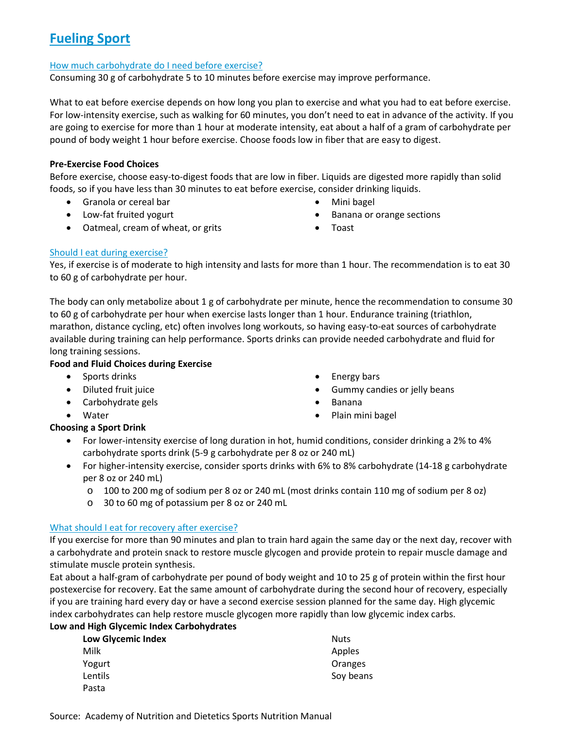# Fueling Sport

## How much carbohydrate do I need before exercise?

Consuming 30 g of carbohydrate 5 to 10 minutes before exercise may improve performance.

What to eat before exercise depends on how long you plan to exercise and what you had to eat before exercise. For low-intensity exercise, such as walking for 60 minutes, you don't need to eat in advance of the activity. If you are going to exercise for more than 1 hour at moderate intensity, eat about a half of a gram of carbohydrate per pound of body weight 1 hour before exercise. Choose foods low in fiber that are easy to digest.

**Pre-Exercise Food Choices**

Before exercise, choose easy-to-digest foods that are low in fiber. Liquids are digested more rapidly than solid foods, so if you have less than 30 minutes to eat before exercise, consider drinking liquids.

- Granola or cereal bar
- Low-fat fruited yogurt
- Oatmeal, cream of wheat, or grits
- Mini bagel
- Banana or orange sections
- Toast

## Should I eat during exercise?

Yes, if exercise is of moderate to high intensity and lasts for more than 1 hour. The recommendation is to eat 30 to 60 g of carbohydrate per hour.

The body can only metabolize about 1 g of carbohydrate per minute, hence the recommendation to consume 30 to 60 g of carbohydrate per hour when exercise lasts longer than 1 hour. Endurance training (triathlon, marathon, distance cycling, etc) often involves long workouts, so having easy-to-eat sources of carbohydrate available during training can help performance. Sports drinks can provide needed carbohydrate and fluid for long training sessions.

**Food and Fluid Choices during Exercise**

- Sports drinks
- Diluted fruit juice
- Carbohydrate gels
- Water
- Energy bars
- Gummy candies or jelly beans
- Banana
- Plain mini bagel

**Choosing a Sport Drink**

- For lower-intensity exercise of long duration in hot, humid conditions, consider drinking a 2% to 4% carbohydrate sports drink (5-9 g carbohydrate per 8 oz or 240 mL)
- For higher-intensity exercise, consider sports drinks with 6% to 8% carbohydrate (14-18 g carbohydrate per 8 oz or 240 mL)
  - 100 to 200 mg of sodium per 8 oz or 240 mL (most drinks contain 110 mg of sodium per 8 oz)
  - 30 to 60 mg of potassium per 8 oz or 240 mL

## What should I eat for recovery after exercise?

If you exercise for more than 90 minutes and plan to train hard again the same day or the next day, recover with a carbohydrate and protein snack to restore muscle glycogen and provide protein to repair muscle damage and stimulate muscle protein synthesis.

Eat about a half-gram of carbohydrate per pound of body weight and 10 to 25 g of protein within the first hour postexercise for recovery. Eat the same amount of carbohydrate during the second hour of recovery, especially if you are training hard every day or have a second exercise session planned for the same day. High glycemic index carbohydrates can help restore muscle glycogen more rapidly than low glycemic index carbs.

**Low and High Glycemic Index Carbohydrates**

**Low Glycemic Index**

Milk
Yogurt
Lentils
Pasta
Nuts
Apples
Oranges
Soy beans

Source: Academy of Nutrition and Dietetics Sports Nutrition Manual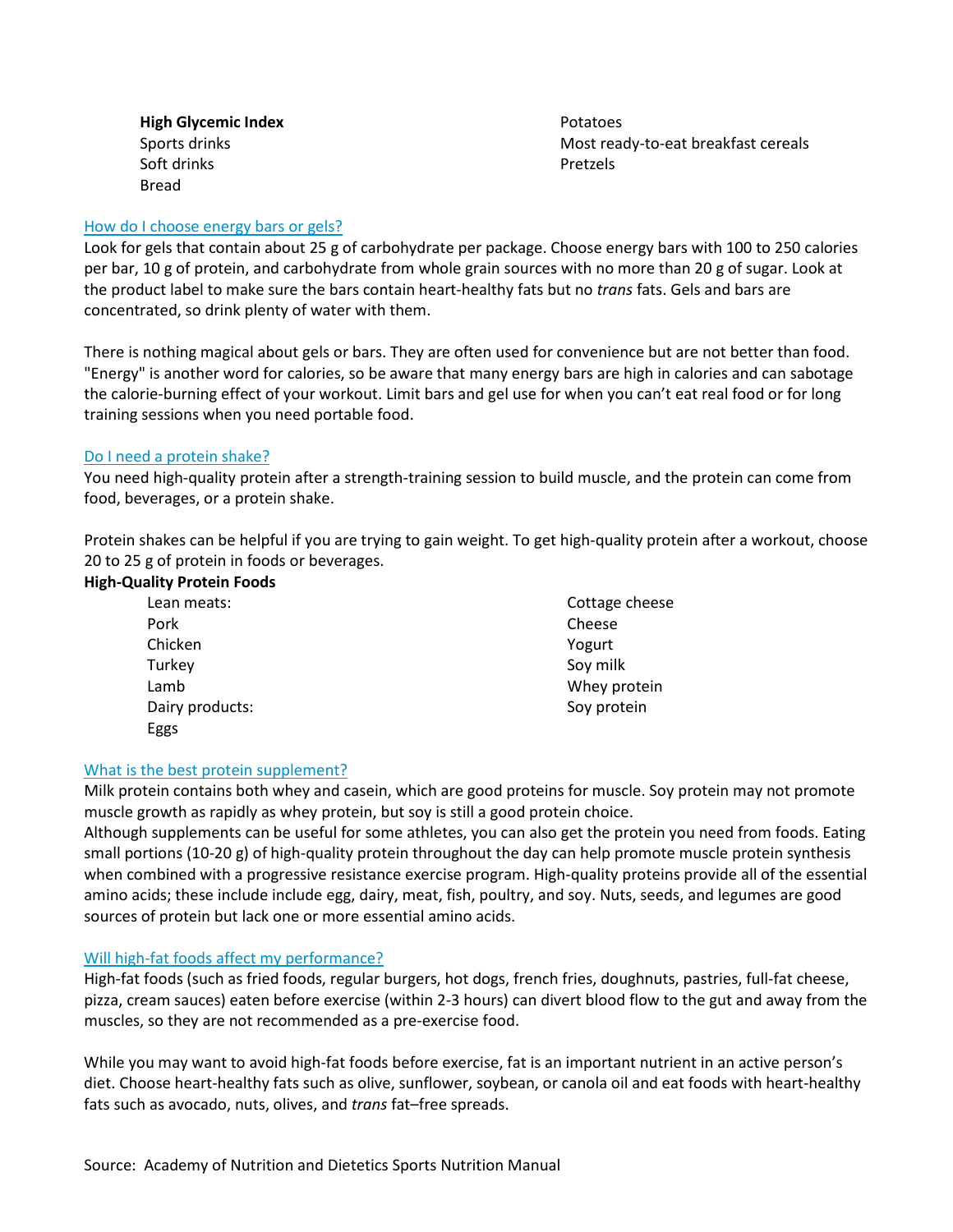**High Glycemic Index**

Sports drinks
Soft drinks
Bread
Potatoes
Most ready-to-eat breakfast cereals
Pretzels

## How do I choose energy bars or gels?

Look for gels that contain about 25 g of carbohydrate per package. Choose energy bars with 100 to 250 calories per bar, 10 g of protein, and carbohydrate from whole grain sources with no more than 20 g of sugar. Look at the product label to make sure the bars contain heart-healthy fats but no *trans* fats. Gels and bars are concentrated, so drink plenty of water with them.

There is nothing magical about gels or bars. They are often used for convenience but are not better than food. "Energy" is another word for calories, so be aware that many energy bars are high in calories and can sabotage the calorie-burning effect of your workout. Limit bars and gel use for when you can't eat real food or for long training sessions when you need portable food.

## Do I need a protein shake?

You need high-quality protein after a strength-training session to build muscle, and the protein can come from food, beverages, or a protein shake.

Protein shakes can be helpful if you are trying to gain weight. To get high-quality protein after a workout, choose 20 to 25 g of protein in foods or beverages.

**High-Quality Protein Foods**

Lean meats:
Pork
Chicken
Turkey
Lamb
Dairy products:
Eggs
Cottage cheese
Cheese
Yogurt
Soy milk
Whey protein
Soy protein

## What is the best protein supplement?

Milk protein contains both whey and casein, which are good proteins for muscle. Soy protein may not promote muscle growth as rapidly as whey protein, but soy is still a good protein choice.
Although supplements can be useful for some athletes, you can also get the protein you need from foods. Eating small portions (10-20 g) of high-quality protein throughout the day can help promote muscle protein synthesis when combined with a progressive resistance exercise program. High-quality proteins provide all of the essential amino acids; these include include egg, dairy, meat, fish, poultry, and soy. Nuts, seeds, and legumes are good sources of protein but lack one or more essential amino acids.

## Will high-fat foods affect my performance?

High-fat foods (such as fried foods, regular burgers, hot dogs, french fries, doughnuts, pastries, full-fat cheese, pizza, cream sauces) eaten before exercise (within 2-3 hours) can divert blood flow to the gut and away from the muscles, so they are not recommended as a pre-exercise food.

While you may want to avoid high-fat foods before exercise, fat is an important nutrient in an active person's diet. Choose heart-healthy fats such as olive, sunflower, soybean, or canola oil and eat foods with heart-healthy fats such as avocado, nuts, olives, and *trans* fat–free spreads.

Source: Academy of Nutrition and Dietetics Sports Nutrition Manual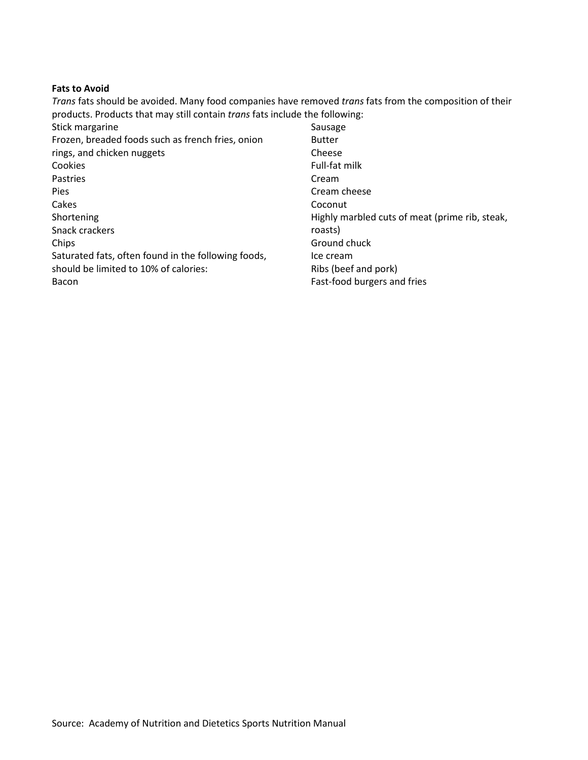**Fats to Avoid**

*Trans* fats should be avoided. Many food companies have removed *trans* fats from the composition of their products. Products that may still contain *trans* fats include the following:

Stick margarine
Frozen, breaded foods such as french fries, onion rings, and chicken nuggets
Cookies
Pastries
Pies
Cakes
Shortening
Snack crackers
Chips

Saturated fats, often found in the following foods, should be limited to 10% of calories:

Bacon
Sausage
Butter
Cheese
Full-fat milk
Cream
Cream cheese
Coconut
Highly marbled cuts of meat (prime rib, steak, roasts)
Ground chuck
Ice cream
Ribs (beef and pork)
Fast-food burgers and fries

Source: Academy of Nutrition and Dietetics Sports Nutrition Manual